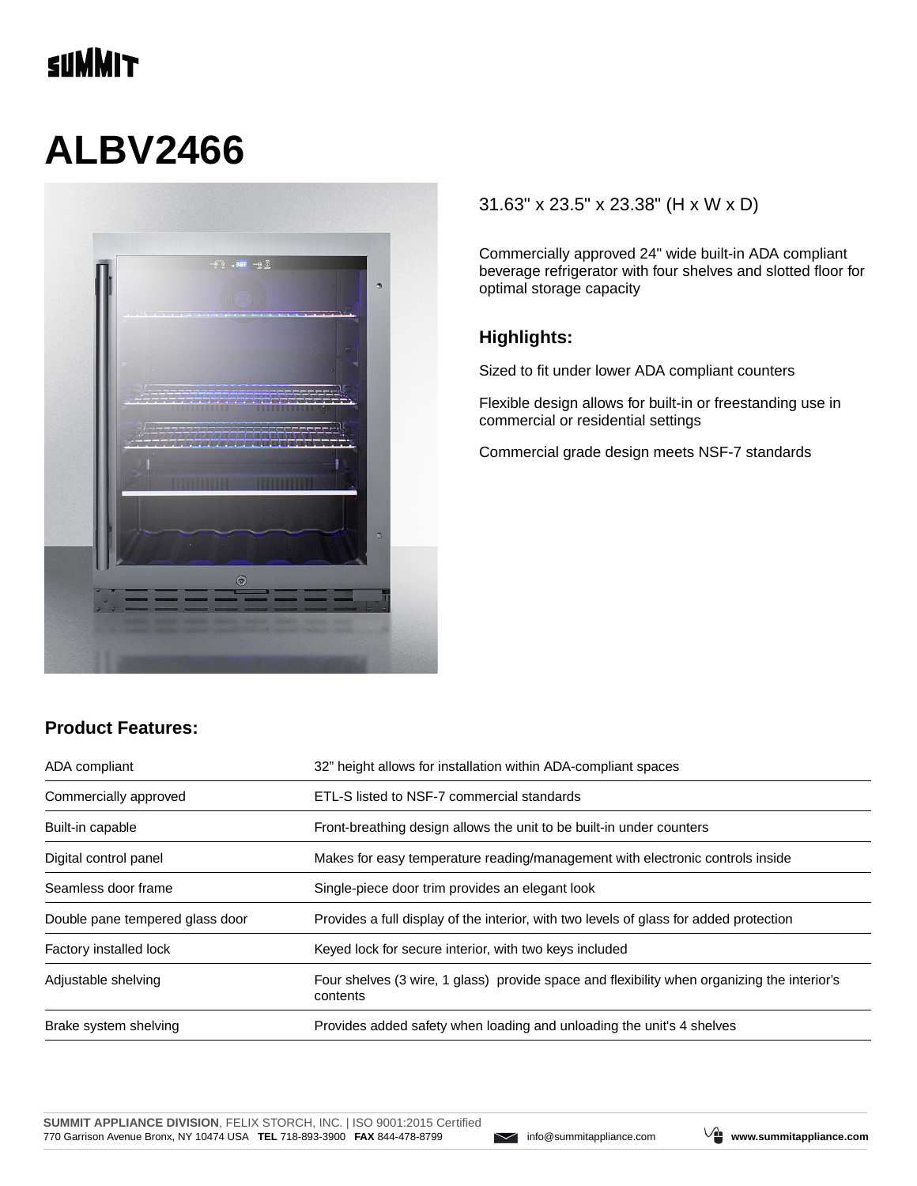SUMMIT

# ALBV2466

31.63" x 23.5" x 23.38" (H x W x D)

Commercially approved 24" wide built-in ADA compliant beverage refrigerator with four shelves and slotted floor for optimal storage capacity

### Highlights:

Sized to fit under lower ADA compliant counters

Flexible design allows for built-in or freestanding use in commercial or residential settings

Commercial grade design meets NSF-7 standards

## Product Features:

| | |
|---|---|
| ADA compliant | 32” height allows for installation within ADA-compliant spaces |
| Commercially approved | ETL-S listed to NSF-7 commercial standards |
| Built-in capable | Front-breathing design allows the unit to be built-in under counters |
| Digital control panel | Makes for easy temperature reading/management with electronic controls inside |
| Seamless door frame | Single-piece door trim provides an elegant look |
| Double pane tempered glass door | Provides a full display of the interior, with two levels of glass for added protection |
| Factory installed lock | Keyed lock for secure interior, with two keys included |
| Adjustable shelving | Four shelves (3 wire, 1 glass) provide space and flexibility when organizing the interior’s contents |
| Brake system shelving | Provides added safety when loading and unloading the unit's 4 shelves |

**SUMMIT APPLIANCE DIVISION**, FELIX STORCH, INC. | ISO 9001:2015 Certified
770 Garrison Avenue Bronx, NY 10474 USA **TEL** 718-893-3900 **FAX** 844-478-8799 info@summitappliance.com **www.summitappliance.com**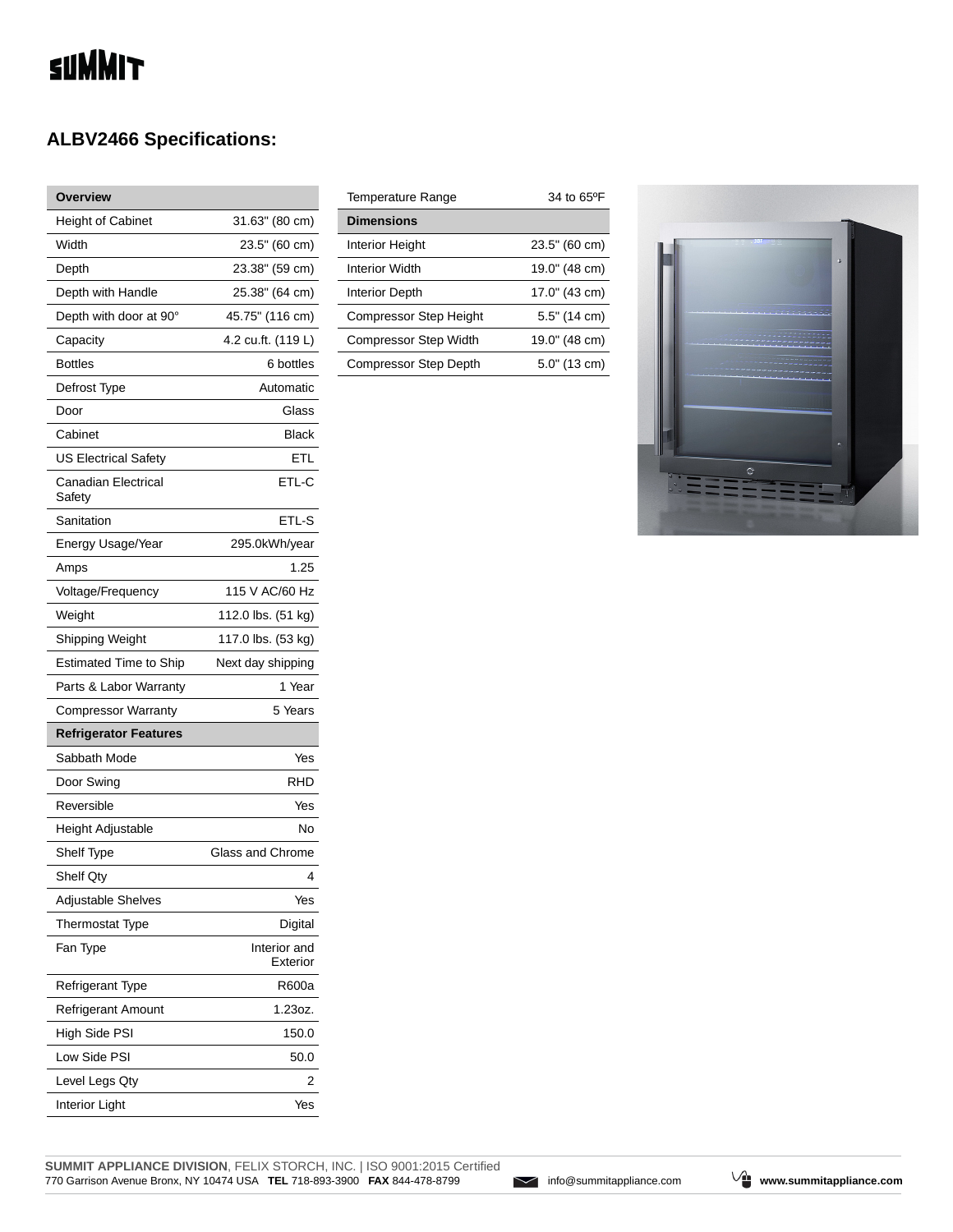## ALBV2466 Specifications:

| Overview | |
|---|---|
| Height of Cabinet | 31.63" (80 cm) |
| Width | 23.5" (60 cm) |
| Depth | 23.38" (59 cm) |
| Depth with Handle | 25.38" (64 cm) |
| Depth with door at 90° | 45.75" (116 cm) |
| Capacity | 4.2 cu.ft. (119 L) |
| Bottles | 6 bottles |
| Defrost Type | Automatic |
| Door | Glass |
| Cabinet | Black |
| US Electrical Safety | ETL |
| Canadian Electrical Safety | ETL-C |
| Sanitation | ETL-S |
| Energy Usage/Year | 295.0kWh/year |
| Amps | 1.25 |
| Voltage/Frequency | 115 V AC/60 Hz |
| Weight | 112.0 lbs. (51 kg) |
| Shipping Weight | 117.0 lbs. (53 kg) |
| Estimated Time to Ship | Next day shipping |
| Parts & Labor Warranty | 1 Year |
| Compressor Warranty | 5 Years |
| **Refrigerator Features** | |
| Sabbath Mode | Yes |
| Door Swing | RHD |
| Reversible | Yes |
| Height Adjustable | No |
| Shelf Type | Glass and Chrome |
| Shelf Qty | 4 |
| Adjustable Shelves | Yes |
| Thermostat Type | Digital |
| Fan Type | Interior and Exterior |
| Refrigerant Type | R600a |
| Refrigerant Amount | 1.23oz. |
| High Side PSI | 150.0 |
| Low Side PSI | 50.0 |
| Level Legs Qty | 2 |
| Interior Light | Yes |
| Temperature Range | 34 to 65ºF |
| **Dimensions** | |
| Interior Height | 23.5" (60 cm) |
| Interior Width | 19.0" (48 cm) |
| Interior Depth | 17.0" (43 cm) |
| Compressor Step Height | 5.5" (14 cm) |
| Compressor Step Width | 19.0" (48 cm) |
| Compressor Step Depth | 5.0" (13 cm) |

**SUMMIT APPLIANCE DIVISION**, FELIX STORCH, INC. | ISO 9001:2015 Certified
770 Garrison Avenue Bronx, NY 10474 USA **TEL** 718-893-3900 **FAX** 844-478-8799 info@summitappliance.com **www.summitappliance.com**